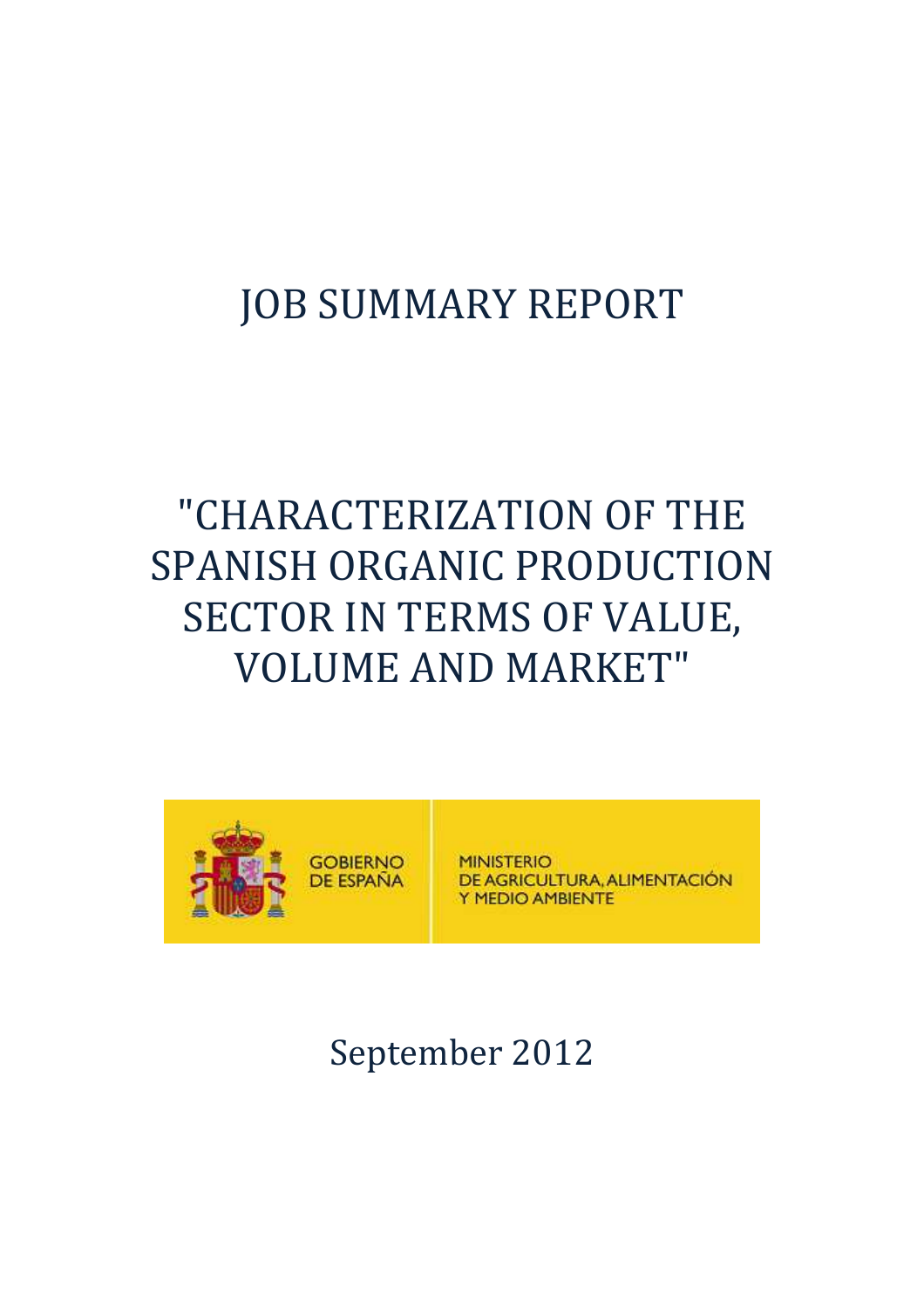# JOB SUMMARY REPORT

# "CHARACTERIZATION OF THE SPANISH ORGANIC PRODUCTION SECTOR IN TERMS OF VALUE, VOLUME AND MARKET"

GOBIERNO DE ESPAÑA

MINISTERIO DE AGRICULTURA, ALIMENTACIÓN Y MEDIO AMBIENTE

September 2012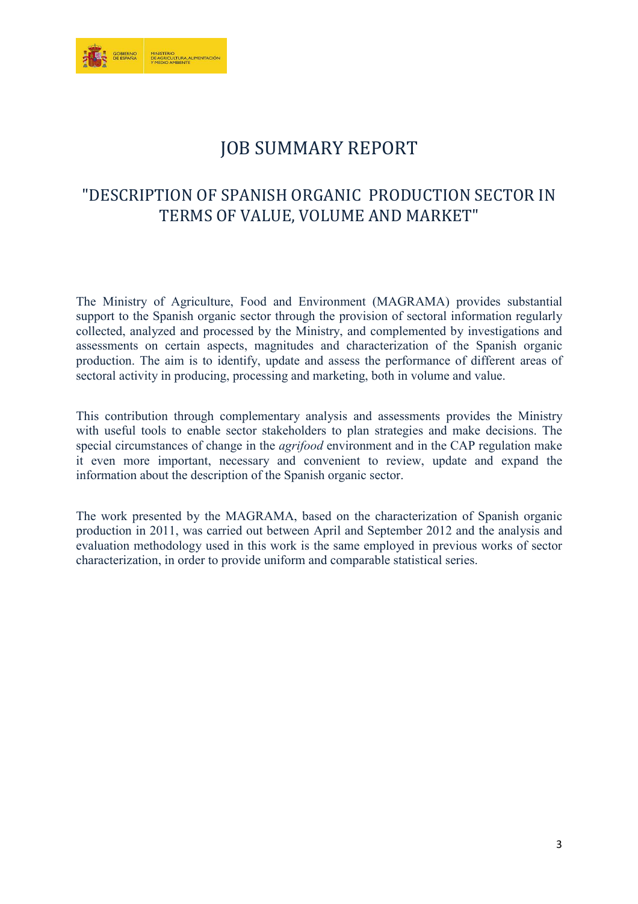# JOB SUMMARY REPORT

## "DESCRIPTION OF SPANISH ORGANIC PRODUCTION SECTOR IN TERMS OF VALUE, VOLUME AND MARKET"

The Ministry of Agriculture, Food and Environment (MAGRAMA) provides substantial support to the Spanish organic sector through the provision of sectoral information regularly collected, analyzed and processed by the Ministry, and complemented by investigations and assessments on certain aspects, magnitudes and characterization of the Spanish organic production. The aim is to identify, update and assess the performance of different areas of sectoral activity in producing, processing and marketing, both in volume and value.

This contribution through complementary analysis and assessments provides the Ministry with useful tools to enable sector stakeholders to plan strategies and make decisions. The special circumstances of change in the *agrifood* environment and in the CAP regulation make it even more important, necessary and convenient to review, update and expand the information about the description of the Spanish organic sector.

The work presented by the MAGRAMA, based on the characterization of Spanish organic production in 2011, was carried out between April and September 2012 and the analysis and evaluation methodology used in this work is the same employed in previous works of sector characterization, in order to provide uniform and comparable statistical series.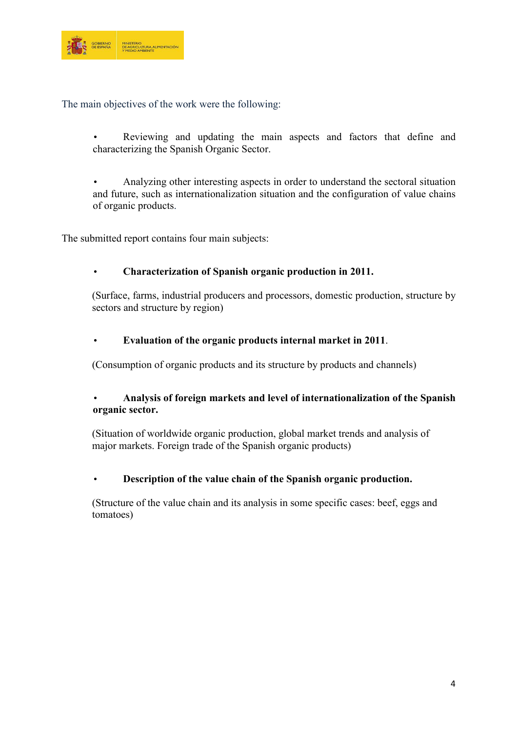The main objectives of the work were the following:

- Reviewing and updating the main aspects and factors that define and characterizing the Spanish Organic Sector.

- Analyzing other interesting aspects in order to understand the sectoral situation and future, such as internationalization situation and the configuration of value chains of organic products.

The submitted report contains four main subjects:

- **Characterization of Spanish organic production in 2011.**

  (Surface, farms, industrial producers and processors, domestic production, structure by sectors and structure by region)

- **Evaluation of the organic products internal market in 2011**.

  (Consumption of organic products and its structure by products and channels)

- **Analysis of foreign markets and level of internationalization of the Spanish organic sector.**

  (Situation of worldwide organic production, global market trends and analysis of major markets. Foreign trade of the Spanish organic products)

- **Description of the value chain of the Spanish organic production.**

  (Structure of the value chain and its analysis in some specific cases: beef, eggs and tomatoes)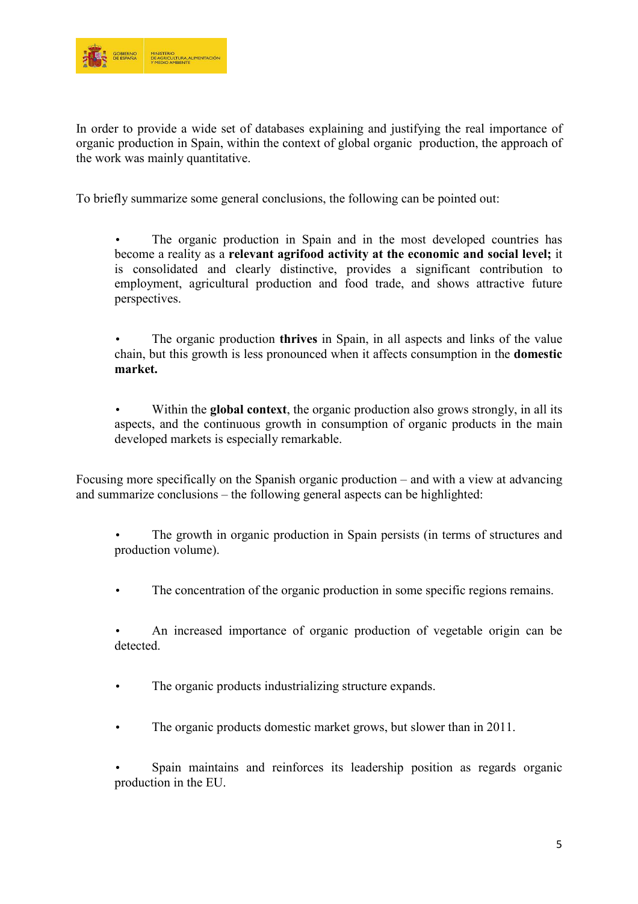In order to provide a wide set of databases explaining and justifying the real importance of organic production in Spain, within the context of global organic production, the approach of the work was mainly quantitative.

To briefly summarize some general conclusions, the following can be pointed out:

- The organic production in Spain and in the most developed countries has become a reality as a **relevant agrifood activity at the economic and social level;** it is consolidated and clearly distinctive, provides a significant contribution to employment, agricultural production and food trade, and shows attractive future perspectives.

- The organic production **thrives** in Spain, in all aspects and links of the value chain, but this growth is less pronounced when it affects consumption in the **domestic market.**

- Within the **global context**, the organic production also grows strongly, in all its aspects, and the continuous growth in consumption of organic products in the main developed markets is especially remarkable.

Focusing more specifically on the Spanish organic production – and with a view at advancing and summarize conclusions – the following general aspects can be highlighted:

- The growth in organic production in Spain persists (in terms of structures and production volume).

- The concentration of the organic production in some specific regions remains.

- An increased importance of organic production of vegetable origin can be detected.

- The organic products industrializing structure expands.

- The organic products domestic market grows, but slower than in 2011.

- Spain maintains and reinforces its leadership position as regards organic production in the EU.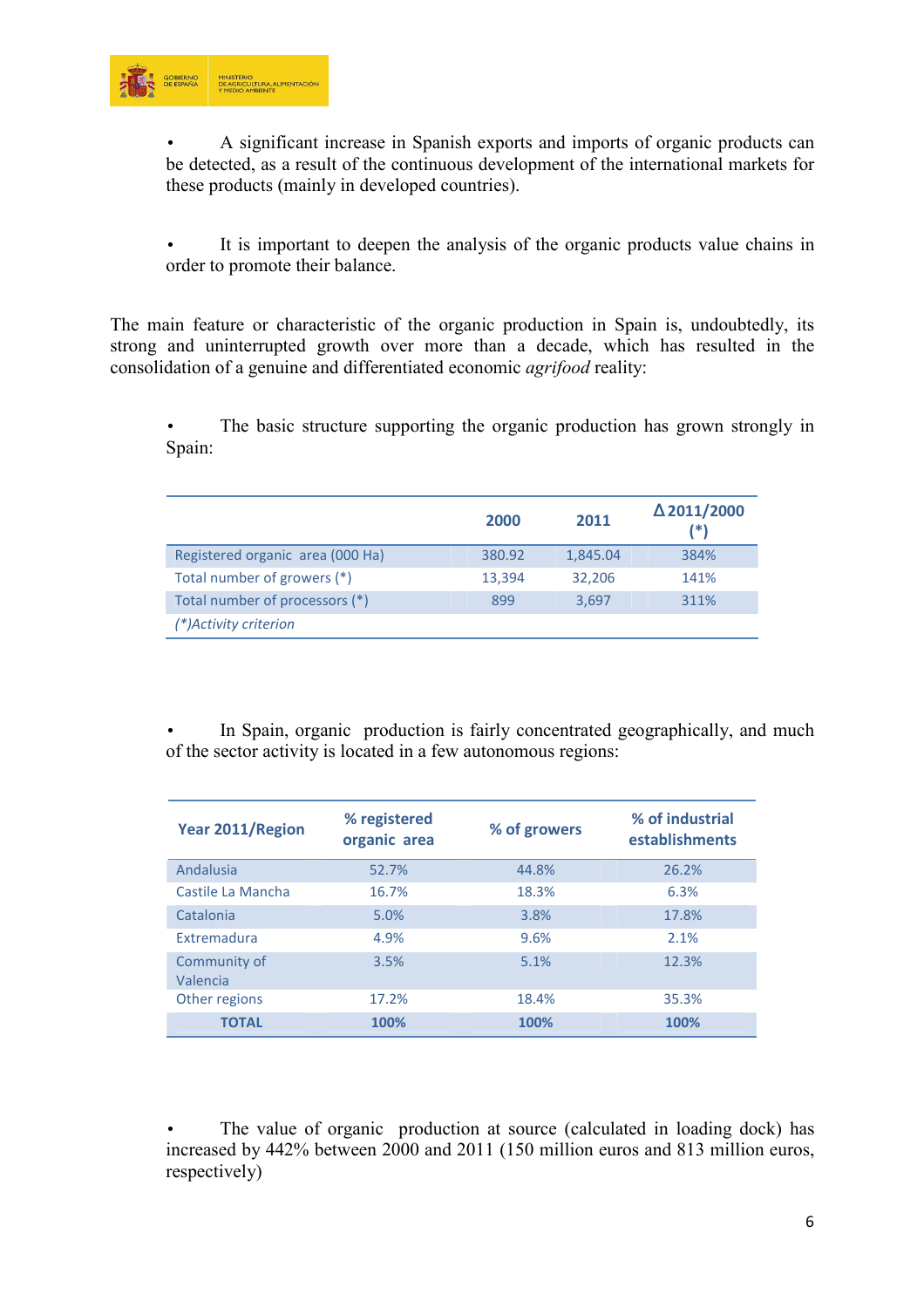- A significant increase in Spanish exports and imports of organic products can be detected, as a result of the continuous development of the international markets for these products (mainly in developed countries).

- It is important to deepen the analysis of the organic products value chains in order to promote their balance.

The main feature or characteristic of the organic production in Spain is, undoubtedly, its strong and uninterrupted growth over more than a decade, which has resulted in the consolidation of a genuine and differentiated economic *agrifood* reality:

- The basic structure supporting the organic production has grown strongly in Spain:

| | 2000 | 2011 | Δ 2011/2000 (*) |
|---|---|---|---|
| Registered organic area (000 Ha) | 380.92 | 1,845.04 | 384% |
| Total number of growers (*) | 13,394 | 32,206 | 141% |
| Total number of processors (*) | 899 | 3,697 | 311% |
| *(*)Activity criterion* | | | |

- In Spain, organic production is fairly concentrated geographically, and much of the sector activity is located in a few autonomous regions:

| Year 2011/Region | % registered organic area | % of growers | % of industrial establishments |
|---|---|---|---|
| Andalusia | 52.7% | 44.8% | 26.2% |
| Castile La Mancha | 16.7% | 18.3% | 6.3% |
| Catalonia | 5.0% | 3.8% | 17.8% |
| Extremadura | 4.9% | 9.6% | 2.1% |
| Community of Valencia | 3.5% | 5.1% | 12.3% |
| Other regions | 17.2% | 18.4% | 35.3% |
| **TOTAL** | **100%** | **100%** | **100%** |

- The value of organic production at source (calculated in loading dock) has increased by 442% between 2000 and 2011 (150 million euros and 813 million euros, respectively)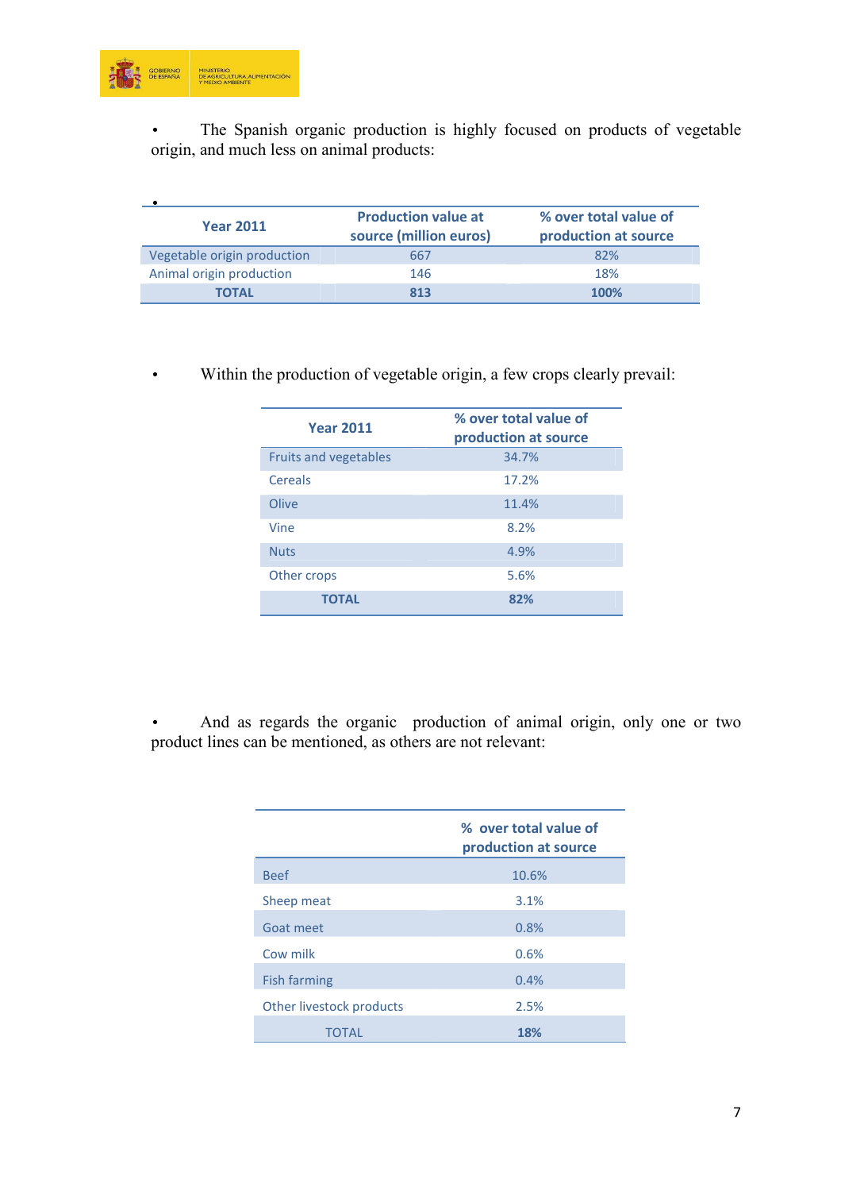- The Spanish organic production is highly focused on products of vegetable origin, and much less on animal products:

| Year 2011 | Production value at source (million euros) | % over total value of production at source |
|---|---|---|
| Vegetable origin production | 667 | 82% |
| Animal origin production | 146 | 18% |
| **TOTAL** | **813** | **100%** |

- Within the production of vegetable origin, a few crops clearly prevail:

| Year 2011 | % over total value of production at source |
|---|---|
| Fruits and vegetables | 34.7% |
| Cereals | 17.2% |
| Olive | 11.4% |
| Vine | 8.2% |
| Nuts | 4.9% |
| Other crops | 5.6% |
| **TOTAL** | **82%** |

- And as regards the organic production of animal origin, only one or two product lines can be mentioned, as others are not relevant:

| | % over total value of production at source |
|---|---|
| Beef | 10.6% |
| Sheep meat | 3.1% |
| Goat meet | 0.8% |
| Cow milk | 0.6% |
| Fish farming | 0.4% |
| Other livestock products | 2.5% |
| TOTAL | **18%** |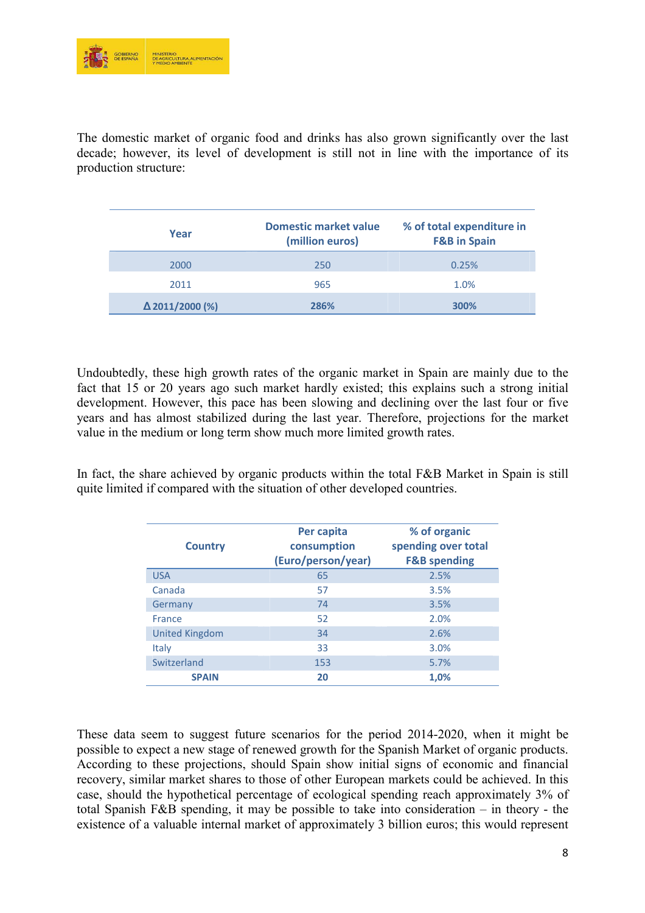The domestic market of organic food and drinks has also grown significantly over the last decade; however, its level of development is still not in line with the importance of its production structure:

| Year | Domestic market value (million euros) | % of total expenditure in F&B in Spain |
|---|---|---|
| 2000 | 250 | 0.25% |
| 2011 | 965 | 1.0% |
| **Δ 2011/2000 (%)** | **286%** | **300%** |

Undoubtedly, these high growth rates of the organic market in Spain are mainly due to the fact that 15 or 20 years ago such market hardly existed; this explains such a strong initial development. However, this pace has been slowing and declining over the last four or five years and has almost stabilized during the last year. Therefore, projections for the market value in the medium or long term show much more limited growth rates.

In fact, the share achieved by organic products within the total F&B Market in Spain is still quite limited if compared with the situation of other developed countries.

| Country | Per capita consumption (Euro/person/year) | % of organic spending over total F&B spending |
|---|---|---|
| USA | 65 | 2.5% |
| Canada | 57 | 3.5% |
| Germany | 74 | 3.5% |
| France | 52 | 2.0% |
| United Kingdom | 34 | 2.6% |
| Italy | 33 | 3.0% |
| Switzerland | 153 | 5.7% |
| **SPAIN** | **20** | **1,0%** |

These data seem to suggest future scenarios for the period 2014-2020, when it might be possible to expect a new stage of renewed growth for the Spanish Market of organic products. According to these projections, should Spain show initial signs of economic and financial recovery, similar market shares to those of other European markets could be achieved. In this case, should the hypothetical percentage of ecological spending reach approximately 3% of total Spanish F&B spending, it may be possible to take into consideration – in theory - the existence of a valuable internal market of approximately 3 billion euros; this would represent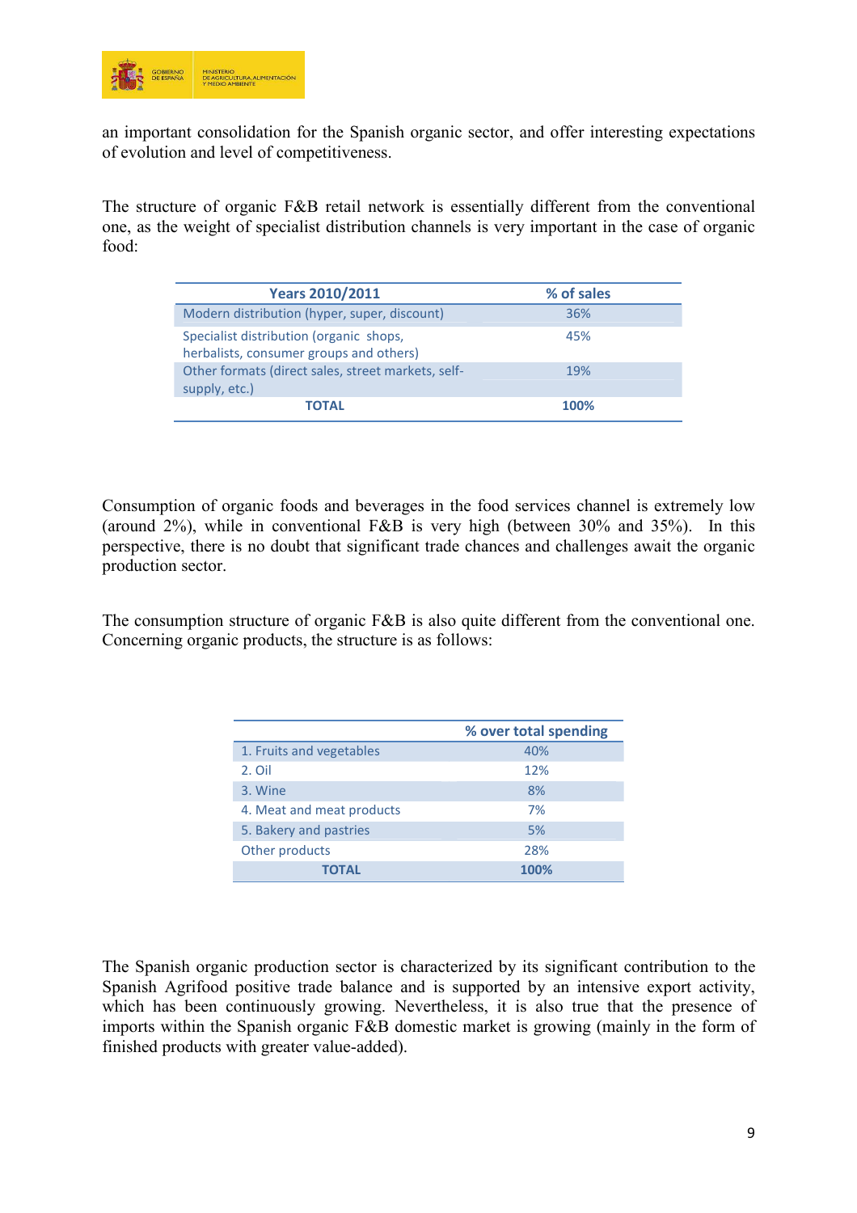an important consolidation for the Spanish organic sector, and offer interesting expectations of evolution and level of competitiveness.

The structure of organic F&B retail network is essentially different from the conventional one, as the weight of specialist distribution channels is very important in the case of organic food:

| Years 2010/2011 | % of sales |
|---|---|
| Modern distribution (hyper, super, discount) | 36% |
| Specialist distribution (organic shops, herbalists, consumer groups and others) | 45% |
| Other formats (direct sales, street markets, self-supply, etc.) | 19% |
| **TOTAL** | **100%** |

Consumption of organic foods and beverages in the food services channel is extremely low (around 2%), while in conventional F&B is very high (between 30% and 35%). In this perspective, there is no doubt that significant trade chances and challenges await the organic production sector.

The consumption structure of organic F&B is also quite different from the conventional one. Concerning organic products, the structure is as follows:

| | % over total spending |
|---|---|
| 1. Fruits and vegetables | 40% |
| 2. Oil | 12% |
| 3. Wine | 8% |
| 4. Meat and meat products | 7% |
| 5. Bakery and pastries | 5% |
| Other products | 28% |
| **TOTAL** | **100%** |

The Spanish organic production sector is characterized by its significant contribution to the Spanish Agrifood positive trade balance and is supported by an intensive export activity, which has been continuously growing. Nevertheless, it is also true that the presence of imports within the Spanish organic F&B domestic market is growing (mainly in the form of finished products with greater value-added).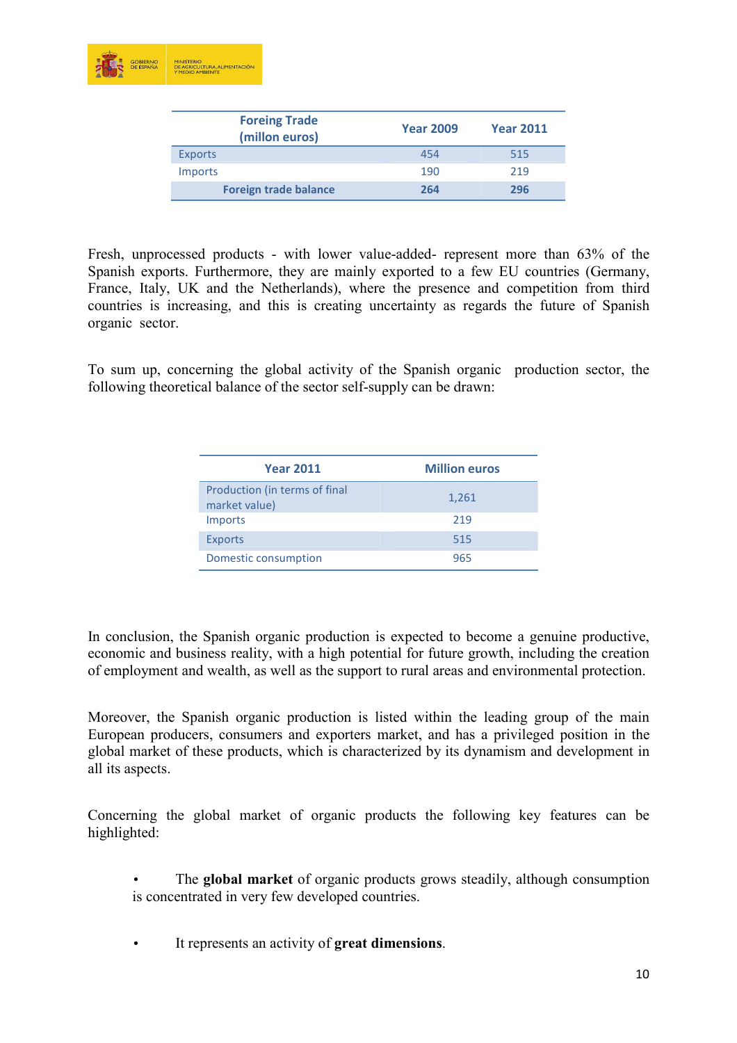| Foreing Trade (millon euros) | Year 2009 | Year 2011 |
|---|---|---|
| Exports | 454 | 515 |
| Imports | 190 | 219 |
| **Foreign trade balance** | **264** | **296** |

Fresh, unprocessed products - with lower value-added- represent more than 63% of the Spanish exports. Furthermore, they are mainly exported to a few EU countries (Germany, France, Italy, UK and the Netherlands), where the presence and competition from third countries is increasing, and this is creating uncertainty as regards the future of Spanish organic sector.

To sum up, concerning the global activity of the Spanish organic production sector, the following theoretical balance of the sector self-supply can be drawn:

| Year 2011 | Million euros |
|---|---|
| Production (in terms of final market value) | 1,261 |
| Imports | 219 |
| Exports | 515 |
| Domestic consumption | 965 |

In conclusion, the Spanish organic production is expected to become a genuine productive, economic and business reality, with a high potential for future growth, including the creation of employment and wealth, as well as the support to rural areas and environmental protection.

Moreover, the Spanish organic production is listed within the leading group of the main European producers, consumers and exporters market, and has a privileged position in the global market of these products, which is characterized by its dynamism and development in all its aspects.

Concerning the global market of organic products the following key features can be highlighted:

- The **global market** of organic products grows steadily, although consumption is concentrated in very few developed countries.

- It represents an activity of **great dimensions**.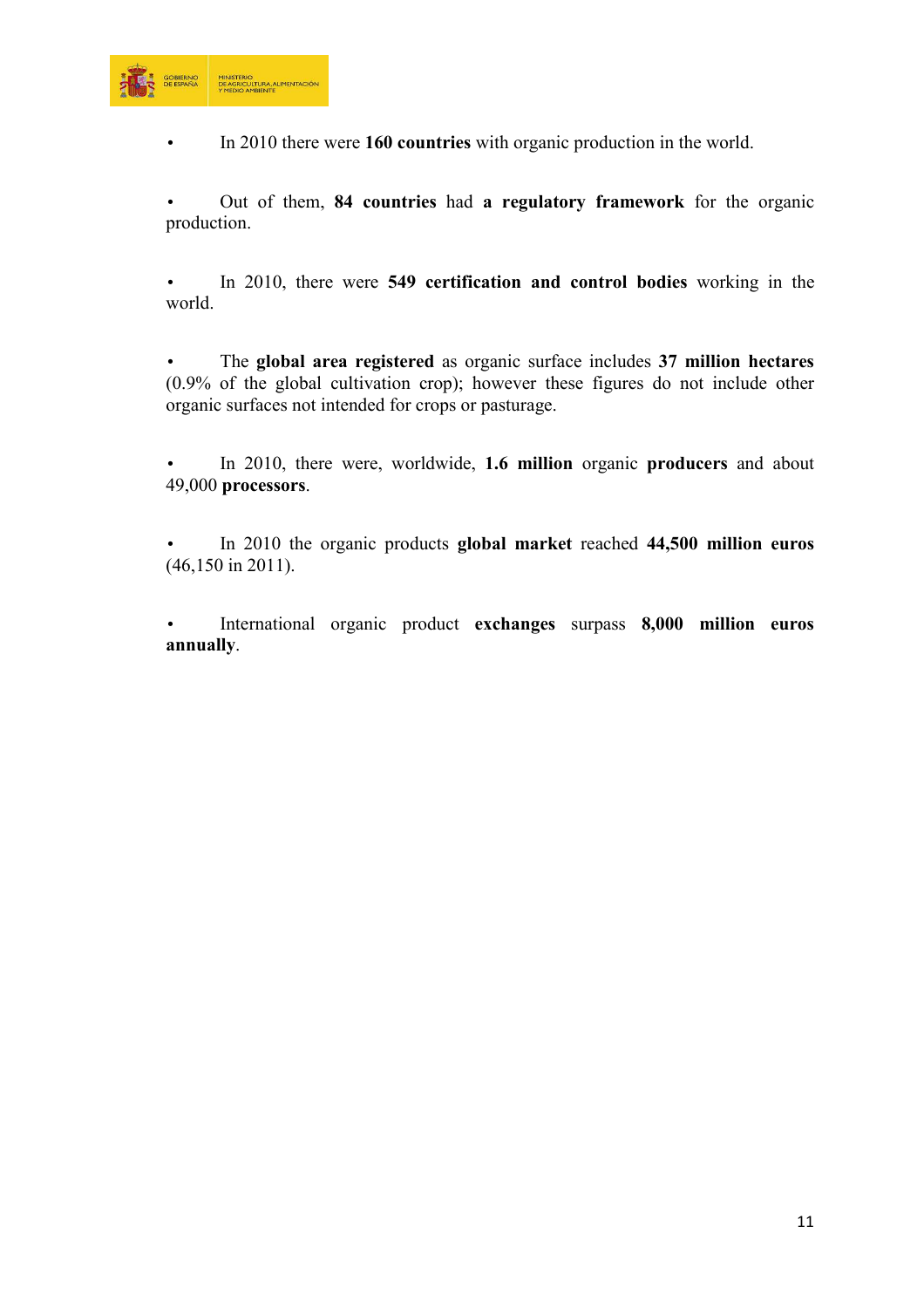- In 2010 there were **160 countries** with organic production in the world.

- Out of them, **84 countries** had **a regulatory framework** for the organic production.

- In 2010, there were **549 certification and control bodies** working in the world.

- The **global area registered** as organic surface includes **37 million hectares** (0.9% of the global cultivation crop); however these figures do not include other organic surfaces not intended for crops or pasturage.

- In 2010, there were, worldwide, **1.6 million** organic **producers** and about 49,000 **processors**.

- In 2010 the organic products **global market** reached **44,500 million euros** (46,150 in 2011).

- International organic product **exchanges** surpass **8,000 million euros annually**.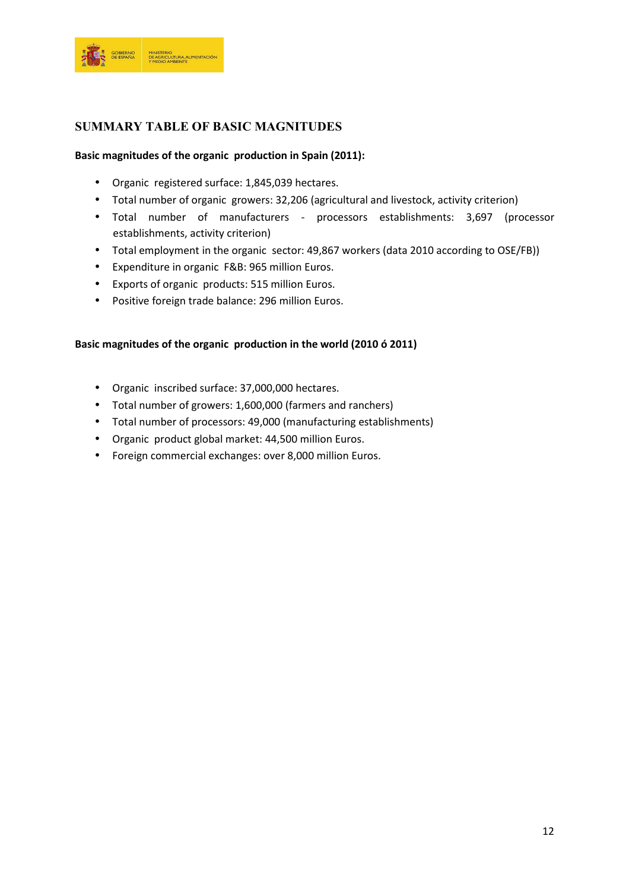## SUMMARY TABLE OF BASIC MAGNITUDES

**Basic magnitudes of the organic production in Spain (2011):**

- Organic registered surface: 1,845,039 hectares.
- Total number of organic growers: 32,206 (agricultural and livestock, activity criterion)
- Total number of manufacturers - processors establishments: 3,697 (processor establishments, activity criterion)
- Total employment in the organic sector: 49,867 workers (data 2010 according to OSE/FB))
- Expenditure in organic F&B: 965 million Euros.
- Exports of organic products: 515 million Euros.
- Positive foreign trade balance: 296 million Euros.

**Basic magnitudes of the organic production in the world (2010 ó 2011)**

- Organic inscribed surface: 37,000,000 hectares.
- Total number of growers: 1,600,000 (farmers and ranchers)
- Total number of processors: 49,000 (manufacturing establishments)
- Organic product global market: 44,500 million Euros.
- Foreign commercial exchanges: over 8,000 million Euros.